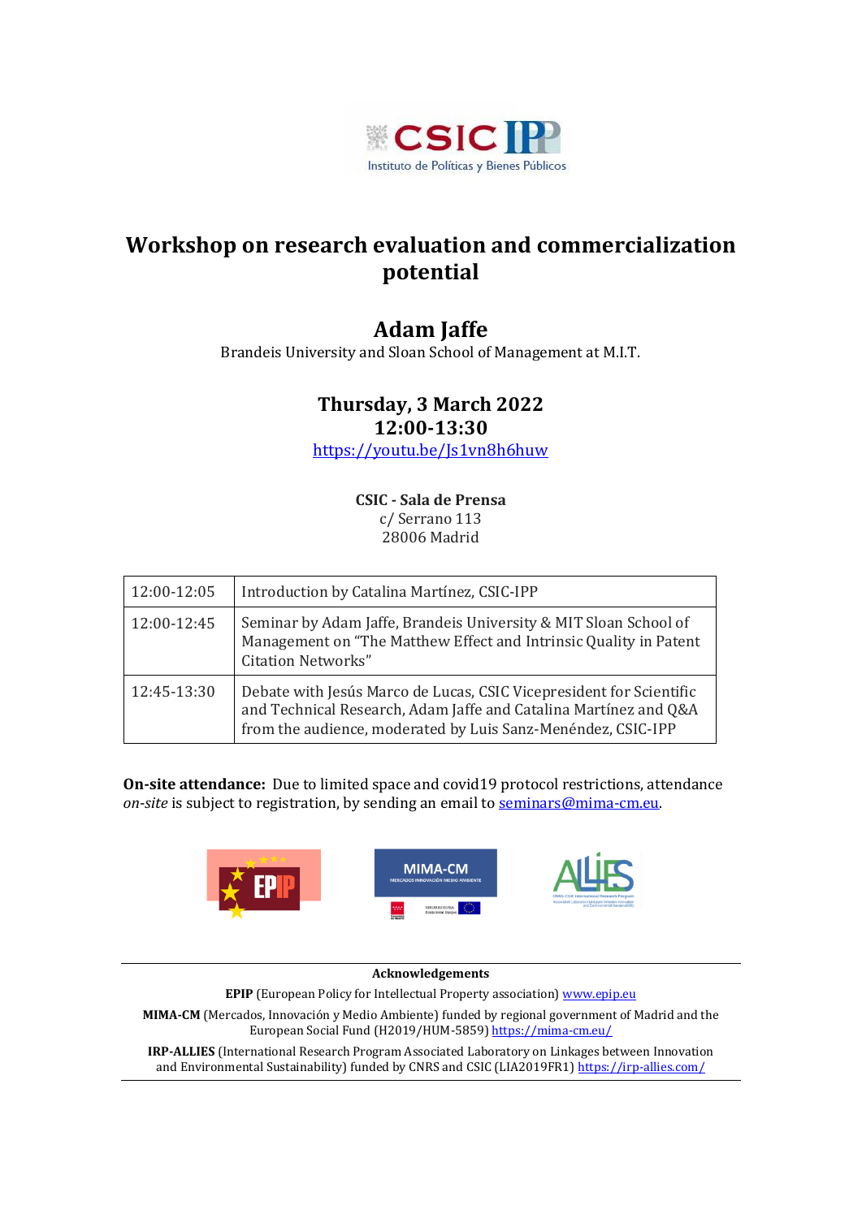# Workshop on research evaluation and commercialization potential

## Adam Jaffe

Brandeis University and Sloan School of Management at M.I.T.

### Thursday, 3 March 2022
### 12:00-13:30

https://youtu.be/Js1vn8h6huw

**CSIC - Sala de Prensa**
c/ Serrano 113
28006 Madrid

| | |
|---|---|
| 12:00-12:05 | Introduction by Catalina Martínez, CSIC-IPP |
| 12:00-12:45 | Seminar by Adam Jaffe, Brandeis University & MIT Sloan School of Management on "The Matthew Effect and Intrinsic Quality in Patent Citation Networks" |
| 12:45-13:30 | Debate with Jesús Marco de Lucas, CSIC Vicepresident for Scientific and Technical Research, Adam Jaffe and Catalina Martínez and Q&A from the audience, moderated by Luis Sanz-Menéndez, CSIC-IPP |

**On-site attendance:** Due to limited space and covid19 protocol restrictions, attendance *on-site* is subject to registration, by sending an email to seminars@mima-cm.eu.

**Acknowledgements**

**EPIP** (European Policy for Intellectual Property association) www.epip.eu

**MIMA-CM** (Mercados, Innovación y Medio Ambiente) funded by regional government of Madrid and the European Social Fund (H2019/HUM-5859) https://mima-cm.eu/

**IRP-ALLIES** (International Research Program Associated Laboratory on Linkages between Innovation and Environmental Sustainability) funded by CNRS and CSIC (LIA2019FR1) https://irp-allies.com/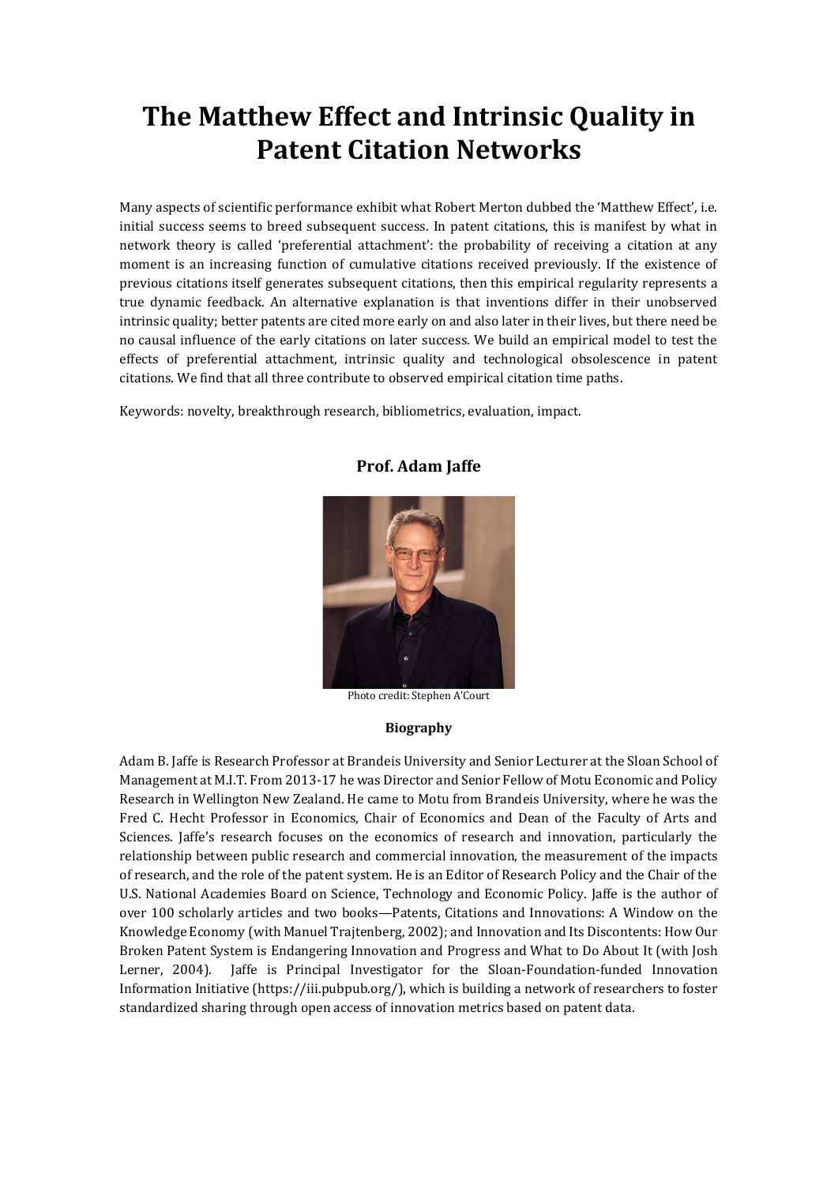# The Matthew Effect and Intrinsic Quality in Patent Citation Networks

Many aspects of scientific performance exhibit what Robert Merton dubbed the 'Matthew Effect', i.e. initial success seems to breed subsequent success. In patent citations, this is manifest by what in network theory is called 'preferential attachment': the probability of receiving a citation at any moment is an increasing function of cumulative citations received previously. If the existence of previous citations itself generates subsequent citations, then this empirical regularity represents a true dynamic feedback. An alternative explanation is that inventions differ in their unobserved intrinsic quality; better patents are cited more early on and also later in their lives, but there need be no causal influence of the early citations on later success. We build an empirical model to test the effects of preferential attachment, intrinsic quality and technological obsolescence in patent citations. We find that all three contribute to observed empirical citation time paths.

Keywords: novelty, breakthrough research, bibliometrics, evaluation, impact.

## Prof. Adam Jaffe

Photo credit: Stephen A'Court

### Biography

Adam B. Jaffe is Research Professor at Brandeis University and Senior Lecturer at the Sloan School of Management at M.I.T. From 2013-17 he was Director and Senior Fellow of Motu Economic and Policy Research in Wellington New Zealand. He came to Motu from Brandeis University, where he was the Fred C. Hecht Professor in Economics, Chair of Economics and Dean of the Faculty of Arts and Sciences. Jaffe's research focuses on the economics of research and innovation, particularly the relationship between public research and commercial innovation, the measurement of the impacts of research, and the role of the patent system. He is an Editor of Research Policy and the Chair of the U.S. National Academies Board on Science, Technology and Economic Policy. Jaffe is the author of over 100 scholarly articles and two books—Patents, Citations and Innovations: A Window on the Knowledge Economy (with Manuel Trajtenberg, 2002); and Innovation and Its Discontents: How Our Broken Patent System is Endangering Innovation and Progress and What to Do About It (with Josh Lerner, 2004). Jaffe is Principal Investigator for the Sloan-Foundation-funded Innovation Information Initiative (https://iii.pubpub.org/), which is building a network of researchers to foster standardized sharing through open access of innovation metrics based on patent data.